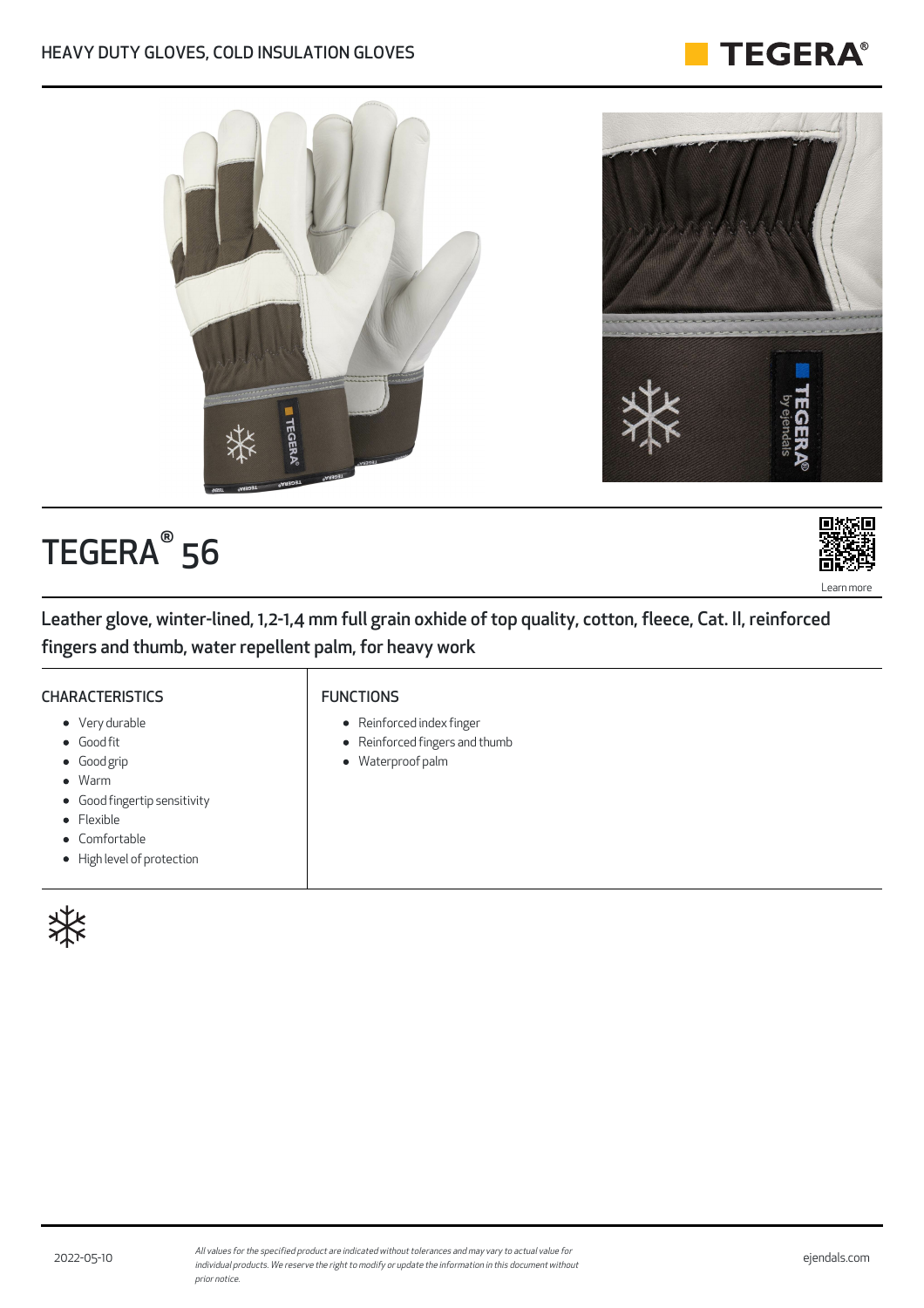HEAVY DUTY GLOVES, COLD INSULATION GLOVES

# TEGERA® 56

Learn more

## Leather glove, winter-lined, 1,2-1,4 mm full grain oxhide of top quality, cotton, fleece, Cat. II, reinforced fingers and thumb, water repellent palm, for heavy work

### CHARACTERISTICS

- Very durable
- Good fit
- Good grip
- Warm
- Good fingertip sensitivity
- Flexible
- Comfortable
- High level of protection

### FUNCTIONS

- Reinforced index finger
- Reinforced fingers and thumb
- Waterproof palm

2022-05-10

*All values for the specified product are indicated without tolerances and may vary to actual value for individual products. We reserve the right to modify or update the information in this document without prior notice.*

ejendals.com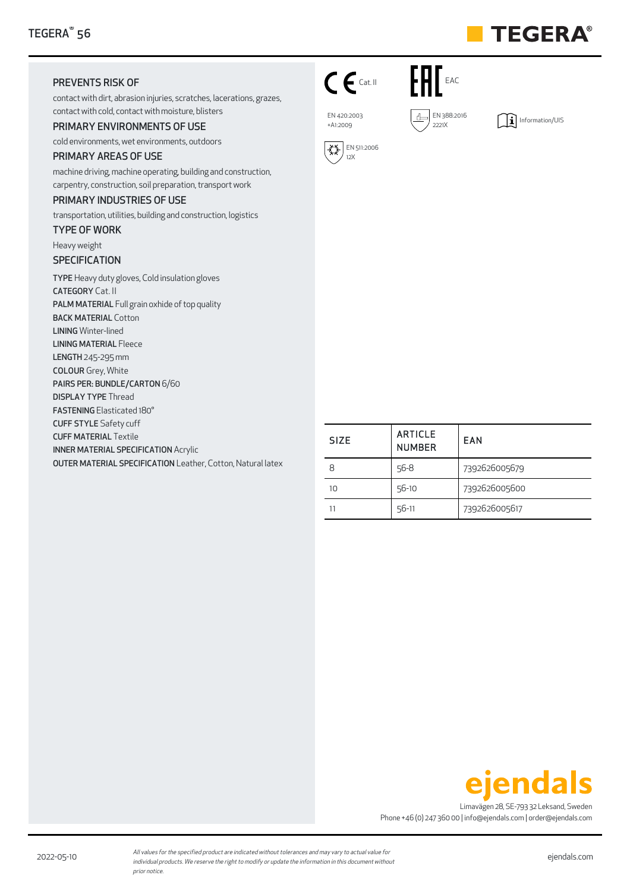# TEGERA® 56

## PREVENTS RISK OF

contact with dirt, abrasion injuries, scratches, lacerations, grazes, contact with cold, contact with moisture, blisters

## PRIMARY ENVIRONMENTS OF USE

cold environments, wet environments, outdoors

## PRIMARY AREAS OF USE

machine driving, machine operating, building and construction, carpentry, construction, soil preparation, transport work

## PRIMARY INDUSTRIES OF USE

transportation, utilities, building and construction, logistics

## TYPE OF WORK

Heavy weight

## SPECIFICATION

**TYPE** Heavy duty gloves, Cold insulation gloves
**CATEGORY** Cat. II
**PALM MATERIAL** Full grain oxhide of top quality
**BACK MATERIAL** Cotton
**LINING** Winter-lined
**LINING MATERIAL** Fleece
**LENGTH** 245-295 mm
**COLOUR** Grey, White
**PAIRS PER: BUNDLE/CARTON** 6/60
**DISPLAY TYPE** Thread
**FASTENING** Elasticated 180°
**CUFF STYLE** Safety cuff
**CUFF MATERIAL** Textile
**INNER MATERIAL SPECIFICATION** Acrylic
**OUTER MATERIAL SPECIFICATION** Leather, Cotton, Natural latex

CE Cat. II

EAC

EN 420:2003 +A1:2009

EN 388:2016 2221X

Information/UIS

EN 511:2006 12X

| SIZE | ARTICLE NUMBER | EAN |
|---|---|---|
| 8 | 56-8 | 7392626005679 |
| 10 | 56-10 | 7392626005600 |
| 11 | 56-11 | 7392626005617 |

ejendals
Limavägen 28, SE-793 32 Leksand, Sweden
Phone +46 (0) 247 360 00 | info@ejendals.com | order@ejendals.com

2022-05-10

*All values for the specified product are indicated without tolerances and may vary to actual value for individual products. We reserve the right to modify or update the information in this document without prior notice.*

ejendals.com